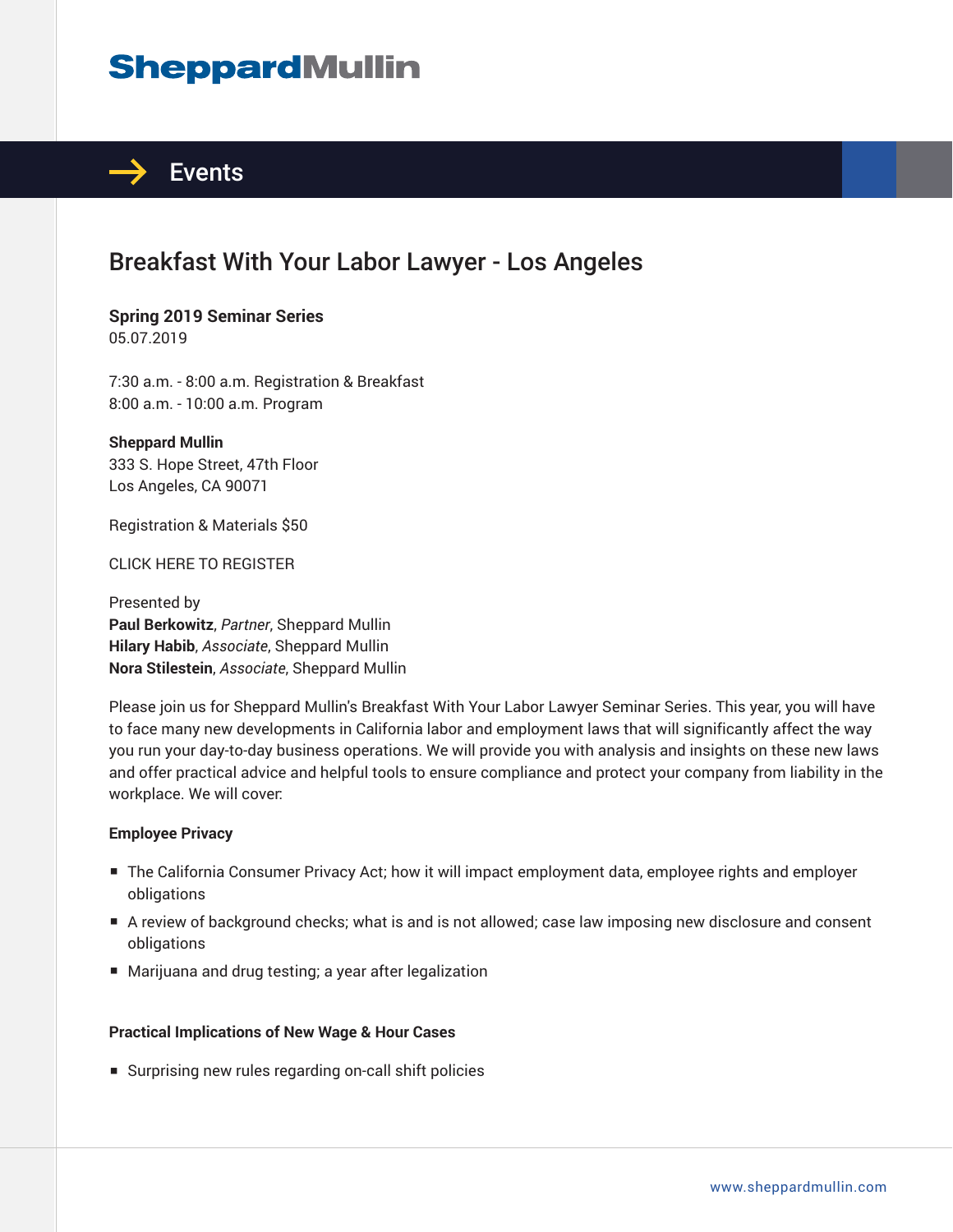# SheppardMullin

## Events

# Breakfast With Your Labor Lawyer - Los Angeles

**Spring 2019 Seminar Series**
05.07.2019

7:30 a.m. - 8:00 a.m. Registration & Breakfast
8:00 a.m. - 10:00 a.m. Program

**Sheppard Mullin**
333 S. Hope Street, 47th Floor
Los Angeles, CA 90071

Registration & Materials $50

CLICK HERE TO REGISTER

Presented by
**Paul Berkowitz**, *Partner*, Sheppard Mullin
**Hilary Habib**, *Associate*, Sheppard Mullin
**Nora Stilestein**, *Associate*, Sheppard Mullin

Please join us for Sheppard Mullin's Breakfast With Your Labor Lawyer Seminar Series. This year, you will have to face many new developments in California labor and employment laws that will significantly affect the way you run your day-to-day business operations. We will provide you with analysis and insights on these new laws and offer practical advice and helpful tools to ensure compliance and protect your company from liability in the workplace. We will cover:

**Employee Privacy**

- The California Consumer Privacy Act; how it will impact employment data, employee rights and employer obligations
- A review of background checks; what is and is not allowed; case law imposing new disclosure and consent obligations
- Marijuana and drug testing; a year after legalization

**Practical Implications of New Wage & Hour Cases**

- Surprising new rules regarding on-call shift policies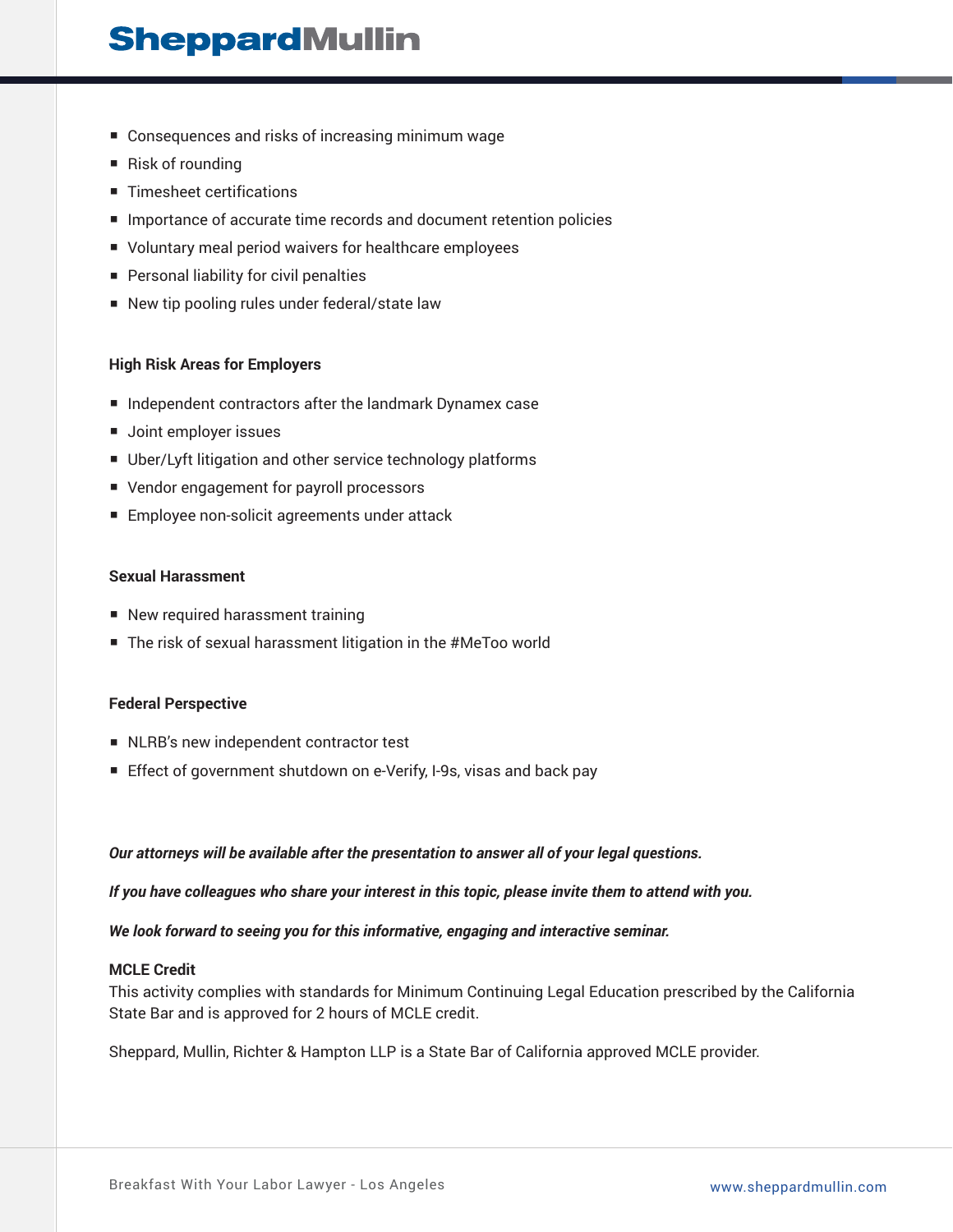- Consequences and risks of increasing minimum wage
- Risk of rounding
- Timesheet certifications
- Importance of accurate time records and document retention policies
- Voluntary meal period waivers for healthcare employees
- Personal liability for civil penalties
- New tip pooling rules under federal/state law

**High Risk Areas for Employers**

- Independent contractors after the landmark Dynamex case
- Joint employer issues
- Uber/Lyft litigation and other service technology platforms
- Vendor engagement for payroll processors
- Employee non-solicit agreements under attack

**Sexual Harassment**

- New required harassment training
- The risk of sexual harassment litigation in the #MeToo world

**Federal Perspective**

- NLRB's new independent contractor test
- Effect of government shutdown on e-Verify, I-9s, visas and back pay

***Our attorneys will be available after the presentation to answer all of your legal questions.***

***If you have colleagues who share your interest in this topic, please invite them to attend with you.***

***We look forward to seeing you for this informative, engaging and interactive seminar.***

**MCLE Credit**
This activity complies with standards for Minimum Continuing Legal Education prescribed by the California State Bar and is approved for 2 hours of MCLE credit.

Sheppard, Mullin, Richter & Hampton LLP is a State Bar of California approved MCLE provider.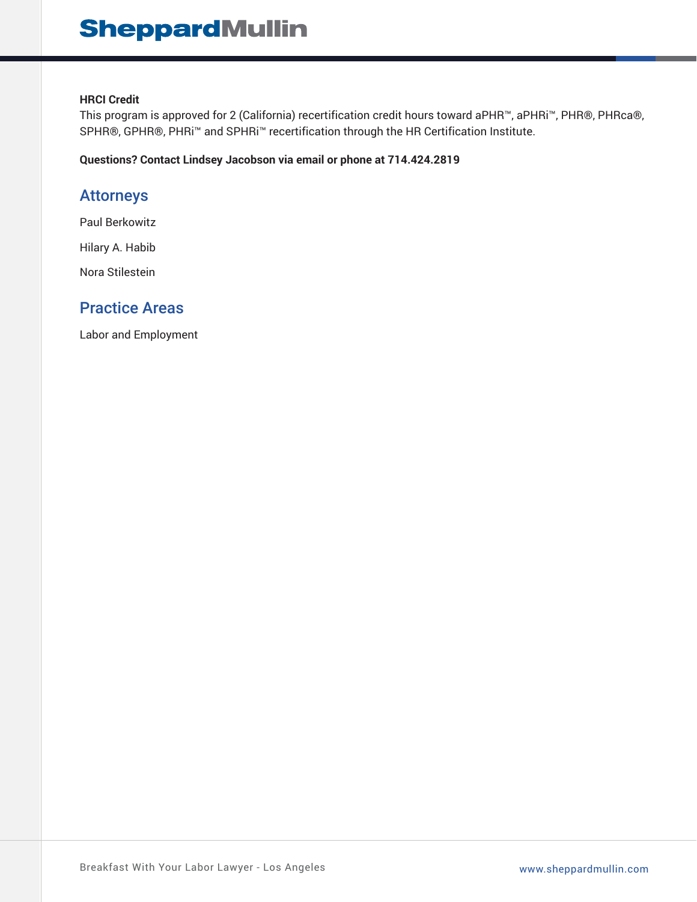**HRCI Credit**
This program is approved for 2 (California) recertification credit hours toward aPHR™, aPHRi™, PHR®, PHRca®, SPHR®, GPHR®, PHRi™ and SPHRi™ recertification through the HR Certification Institute.

**Questions? Contact Lindsey Jacobson via email or phone at 714.424.2819**

## Attorneys

Paul Berkowitz

Hilary A. Habib

Nora Stilestein

## Practice Areas

Labor and Employment